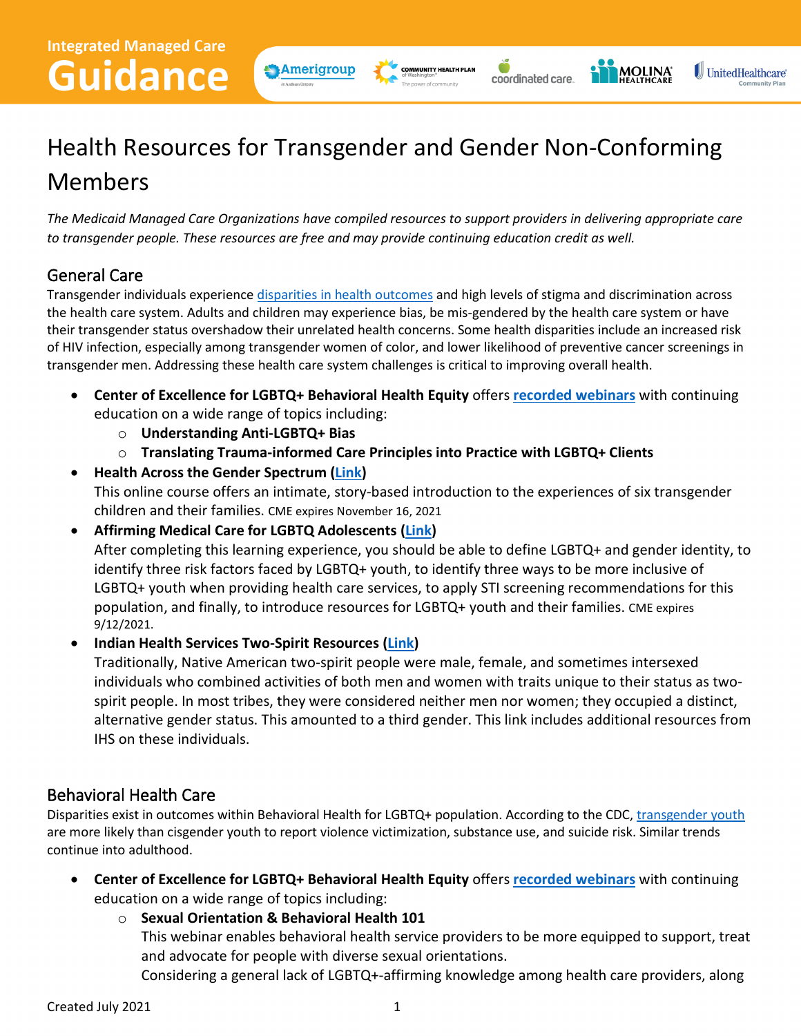Integrated Managed Care

# Guidance

## Health Resources for Transgender and Gender Non-Conforming Members

*The Medicaid Managed Care Organizations have compiled resources to support providers in delivering appropriate care to transgender people. These resources are free and may provide continuing education credit as well.*

### General Care

Transgender individuals experience disparities in health outcomes and high levels of stigma and discrimination across the health care system. Adults and children may experience bias, be mis-gendered by the health care system or have their transgender status overshadow their unrelated health concerns. Some health disparities include an increased risk of HIV infection, especially among transgender women of color, and lower likelihood of preventive cancer screenings in transgender men. Addressing these health care system challenges is critical to improving overall health.

- **Center of Excellence for LGBTQ+ Behavioral Health Equity** offers **recorded webinars** with continuing education on a wide range of topics including:
  - **Understanding Anti-LGBTQ+ Bias**
  - **Translating Trauma-informed Care Principles into Practice with LGBTQ+ Clients**
- **Health Across the Gender Spectrum (Link)**
  This online course offers an intimate, story-based introduction to the experiences of six transgender children and their families. CME expires November 16, 2021
- **Affirming Medical Care for LGBTQ Adolescents (Link)**
  After completing this learning experience, you should be able to define LGBTQ+ and gender identity, to identify three risk factors faced by LGBTQ+ youth, to identify three ways to be more inclusive of LGBTQ+ youth when providing health care services, to apply STI screening recommendations for this population, and finally, to introduce resources for LGBTQ+ youth and their families. CME expires 9/12/2021.
- **Indian Health Services Two-Spirit Resources (Link)**
  Traditionally, Native American two-spirit people were male, female, and sometimes intersexed individuals who combined activities of both men and women with traits unique to their status as two-spirit people. In most tribes, they were considered neither men nor women; they occupied a distinct, alternative gender status. This amounted to a third gender. This link includes additional resources from IHS on these individuals.

### Behavioral Health Care

Disparities exist in outcomes within Behavioral Health for LGBTQ+ population. According to the CDC, transgender youth are more likely than cisgender youth to report violence victimization, substance use, and suicide risk. Similar trends continue into adulthood.

- **Center of Excellence for LGBTQ+ Behavioral Health Equity** offers **recorded webinars** with continuing education on a wide range of topics including:
  - **Sexual Orientation & Behavioral Health 101**
    This webinar enables behavioral health service providers to be more equipped to support, treat and advocate for people with diverse sexual orientations.
    Considering a general lack of LGBTQ+-affirming knowledge among health care providers, along

Created July 2021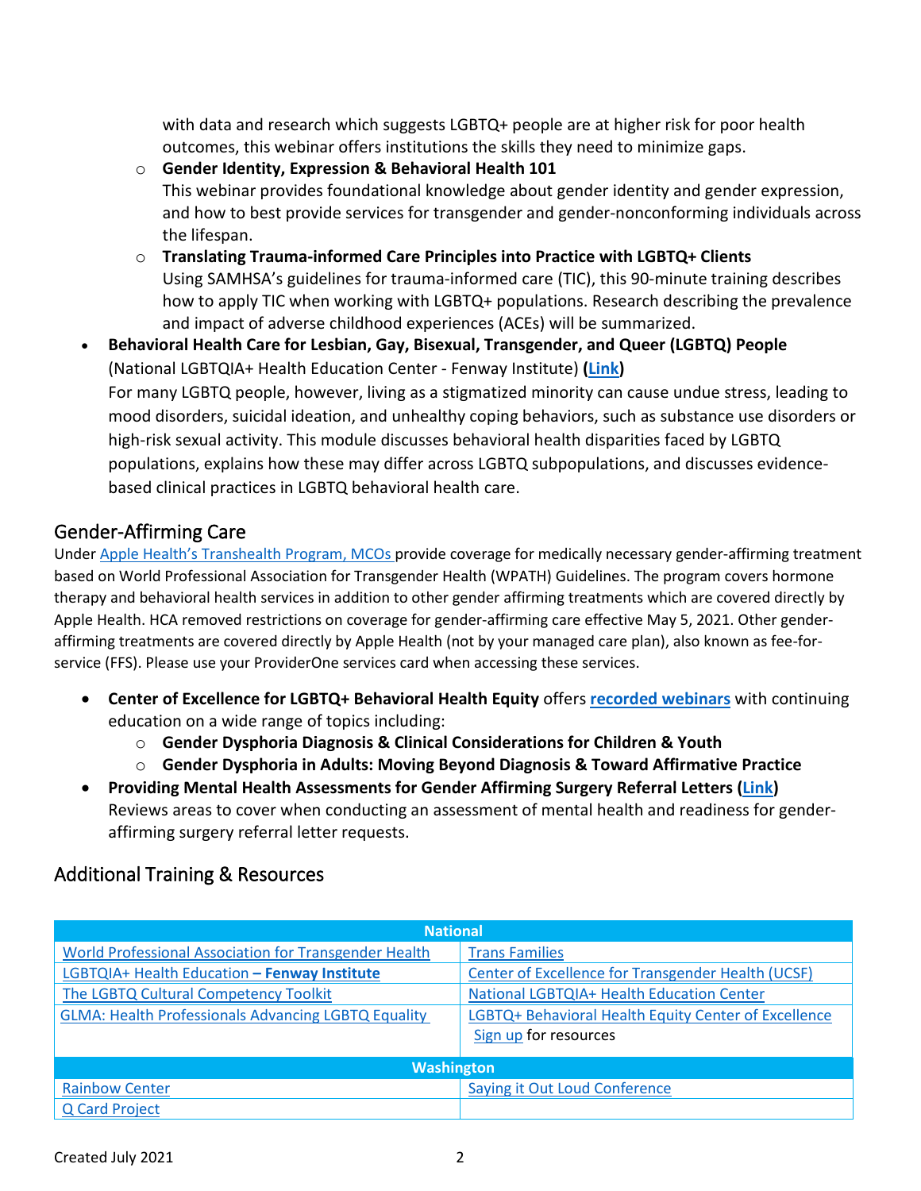with data and research which suggests LGBTQ+ people are at higher risk for poor health outcomes, this webinar offers institutions the skills they need to minimize gaps.

  - **Gender Identity, Expression & Behavioral Health 101**
    This webinar provides foundational knowledge about gender identity and gender expression, and how to best provide services for transgender and gender-nonconforming individuals across the lifespan.
  - **Translating Trauma-informed Care Principles into Practice with LGBTQ+ Clients**
    Using SAMHSA's guidelines for trauma-informed care (TIC), this 90-minute training describes how to apply TIC when working with LGBTQ+ populations. Research describing the prevalence and impact of adverse childhood experiences (ACEs) will be summarized.
- **Behavioral Health Care for Lesbian, Gay, Bisexual, Transgender, and Queer (LGBTQ) People** (National LGBTQIA+ Health Education Center - Fenway Institute) **(Link)**
  For many LGBTQ people, however, living as a stigmatized minority can cause undue stress, leading to mood disorders, suicidal ideation, and unhealthy coping behaviors, such as substance use disorders or high-risk sexual activity. This module discusses behavioral health disparities faced by LGBTQ populations, explains how these may differ across LGBTQ subpopulations, and discusses evidence-based clinical practices in LGBTQ behavioral health care.

## Gender-Affirming Care

Under Apple Health's Transhealth Program, MCOs provide coverage for medically necessary gender-affirming treatment based on World Professional Association for Transgender Health (WPATH) Guidelines. The program covers hormone therapy and behavioral health services in addition to other gender affirming treatments which are covered directly by Apple Health. HCA removed restrictions on coverage for gender-affirming care effective May 5, 2021. Other gender-affirming treatments are covered directly by Apple Health (not by your managed care plan), also known as fee-for-service (FFS). Please use your ProviderOne services card when accessing these services.

- **Center of Excellence for LGBTQ+ Behavioral Health Equity** offers **recorded webinars** with continuing education on a wide range of topics including:
  - **Gender Dysphoria Diagnosis & Clinical Considerations for Children & Youth**
  - **Gender Dysphoria in Adults: Moving Beyond Diagnosis & Toward Affirmative Practice**
- **Providing Mental Health Assessments for Gender Affirming Surgery Referral Letters (Link)**
  Reviews areas to cover when conducting an assessment of mental health and readiness for gender-affirming surgery referral letter requests.

## Additional Training & Resources

| National | |
|---|---|
| World Professional Association for Transgender Health | Trans Families |
| LGBTQIA+ Health Education **– Fenway Institute** | Center of Excellence for Transgender Health (UCSF) |
| The LGBTQ Cultural Competency Toolkit | National LGBTQIA+ Health Education Center |
| GLMA: Health Professionals Advancing LGBTQ Equality | LGBTQ+ Behavioral Health Equity Center of Excellence Sign up for resources |
| **Washington** | |
| Rainbow Center | Saying it Out Loud Conference |
| Q Card Project | |

Created July 2021